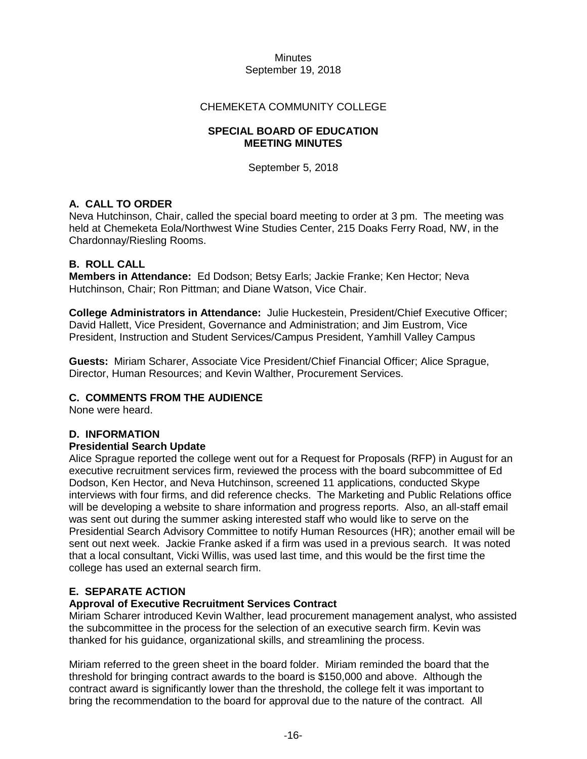Minutes
September 19, 2018

CHEMEKETA COMMUNITY COLLEGE

**SPECIAL BOARD OF EDUCATION**
**MEETING MINUTES**

September 5, 2018

## A. CALL TO ORDER

Neva Hutchinson, Chair, called the special board meeting to order at 3 pm. The meeting was held at Chemeketa Eola/Northwest Wine Studies Center, 215 Doaks Ferry Road, NW, in the Chardonnay/Riesling Rooms.

## B. ROLL CALL

**Members in Attendance:** Ed Dodson; Betsy Earls; Jackie Franke; Ken Hector; Neva Hutchinson, Chair; Ron Pittman; and Diane Watson, Vice Chair.

**College Administrators in Attendance:** Julie Huckestein, President/Chief Executive Officer; David Hallett, Vice President, Governance and Administration; and Jim Eustrom, Vice President, Instruction and Student Services/Campus President, Yamhill Valley Campus

**Guests:** Miriam Scharer, Associate Vice President/Chief Financial Officer; Alice Sprague, Director, Human Resources; and Kevin Walther, Procurement Services.

## C. COMMENTS FROM THE AUDIENCE

None were heard.

## D. INFORMATION

### Presidential Search Update

Alice Sprague reported the college went out for a Request for Proposals (RFP) in August for an executive recruitment services firm, reviewed the process with the board subcommittee of Ed Dodson, Ken Hector, and Neva Hutchinson, screened 11 applications, conducted Skype interviews with four firms, and did reference checks. The Marketing and Public Relations office will be developing a website to share information and progress reports. Also, an all-staff email was sent out during the summer asking interested staff who would like to serve on the Presidential Search Advisory Committee to notify Human Resources (HR); another email will be sent out next week. Jackie Franke asked if a firm was used in a previous search. It was noted that a local consultant, Vicki Willis, was used last time, and this would be the first time the college has used an external search firm.

## E. SEPARATE ACTION

### Approval of Executive Recruitment Services Contract

Miriam Scharer introduced Kevin Walther, lead procurement management analyst, who assisted the subcommittee in the process for the selection of an executive search firm. Kevin was thanked for his guidance, organizational skills, and streamlining the process.

Miriam referred to the green sheet in the board folder. Miriam reminded the board that the threshold for bringing contract awards to the board is $150,000 and above. Although the contract award is significantly lower than the threshold, the college felt it was important to bring the recommendation to the board for approval due to the nature of the contract. All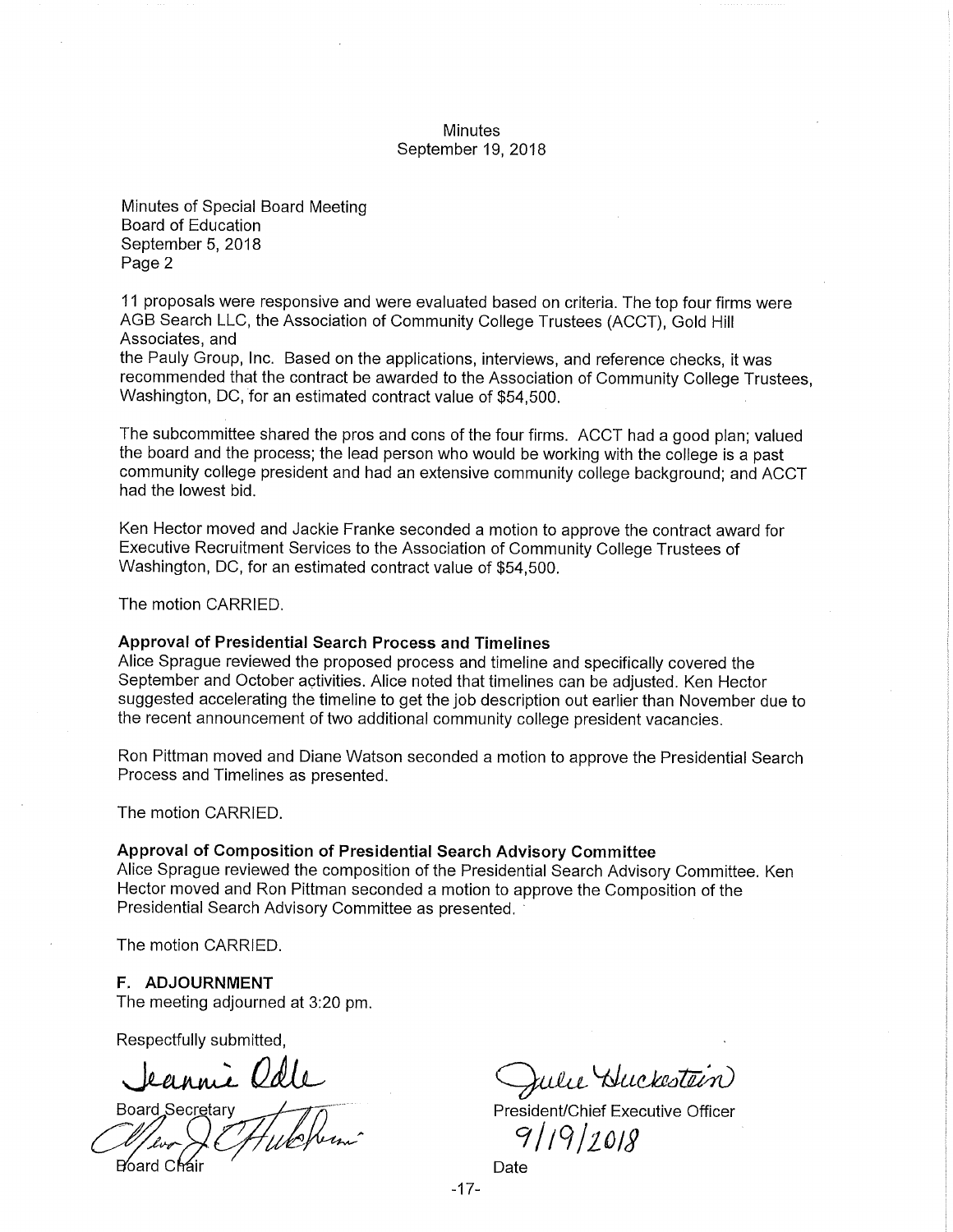Minutes
September 19, 2018

Minutes of Special Board Meeting
Board of Education
September 5, 2018
Page 2

11 proposals were responsive and were evaluated based on criteria. The top four firms were AGB Search LLC, the Association of Community College Trustees (ACCT), Gold Hill Associates, and
the Pauly Group, Inc. Based on the applications, interviews, and reference checks, it was recommended that the contract be awarded to the Association of Community College Trustees, Washington, DC, for an estimated contract value of $54,500.

The subcommittee shared the pros and cons of the four firms. ACCT had a good plan; valued the board and the process; the lead person who would be working with the college is a past community college president and had an extensive community college background; and ACCT had the lowest bid.

Ken Hector moved and Jackie Franke seconded a motion to approve the contract award for Executive Recruitment Services to the Association of Community College Trustees of Washington, DC, for an estimated contract value of $54,500.

The motion CARRIED.

**Approval of Presidential Search Process and Timelines**
Alice Sprague reviewed the proposed process and timeline and specifically covered the September and October activities. Alice noted that timelines can be adjusted. Ken Hector suggested accelerating the timeline to get the job description out earlier than November due to the recent announcement of two additional community college president vacancies.

Ron Pittman moved and Diane Watson seconded a motion to approve the Presidential Search Process and Timelines as presented.

The motion CARRIED.

**Approval of Composition of Presidential Search Advisory Committee**
Alice Sprague reviewed the composition of the Presidential Search Advisory Committee. Ken Hector moved and Ron Pittman seconded a motion to approve the Composition of the Presidential Search Advisory Committee as presented.

The motion CARRIED.

**F. ADJOURNMENT**
The meeting adjourned at 3:20 pm.

Respectfully submitted,

Jeannie Odle
Board Secretary

Board Chair

Julie Huckestein
President/Chief Executive Officer

9/19/2018
Date